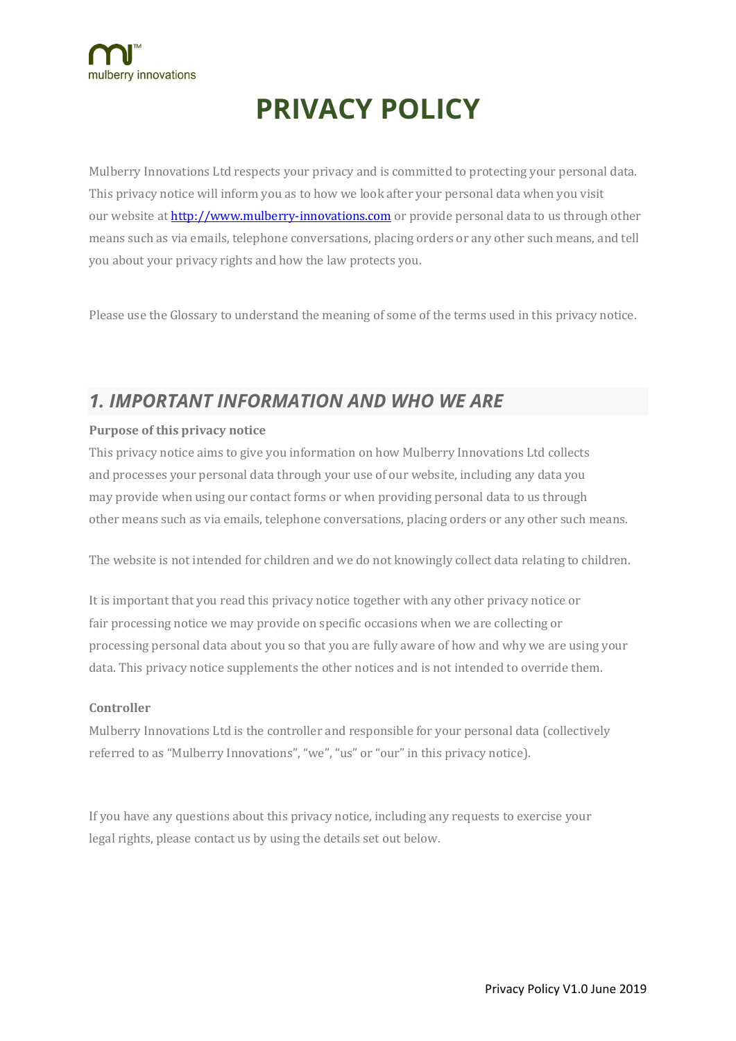# PRIVACY POLICY

Mulberry Innovations Ltd respects your privacy and is committed to protecting your personal data. This privacy notice will inform you as to how we look after your personal data when you visit our website at [http://www.mulberry-innovations.com](http://www.mulberry-innovations.com) or provide personal data to us through other means such as via emails, telephone conversations, placing orders or any other such means, and tell you about your privacy rights and how the law protects you.

Please use the Glossary to understand the meaning of some of the terms used in this privacy notice.

## *1. IMPORTANT INFORMATION AND WHO WE ARE*

**Purpose of this privacy notice**

This privacy notice aims to give you information on how Mulberry Innovations Ltd collects and processes your personal data through your use of our website, including any data you may provide when using our contact forms or when providing personal data to us through other means such as via emails, telephone conversations, placing orders or any other such means.

The website is not intended for children and we do not knowingly collect data relating to children.

It is important that you read this privacy notice together with any other privacy notice or fair processing notice we may provide on specific occasions when we are collecting or processing personal data about you so that you are fully aware of how and why we are using your data. This privacy notice supplements the other notices and is not intended to override them.

**Controller**

Mulberry Innovations Ltd is the controller and responsible for your personal data (collectively referred to as "Mulberry Innovations", "we", "us" or "our" in this privacy notice).

If you have any questions about this privacy notice, including any requests to exercise your legal rights, please contact us by using the details set out below.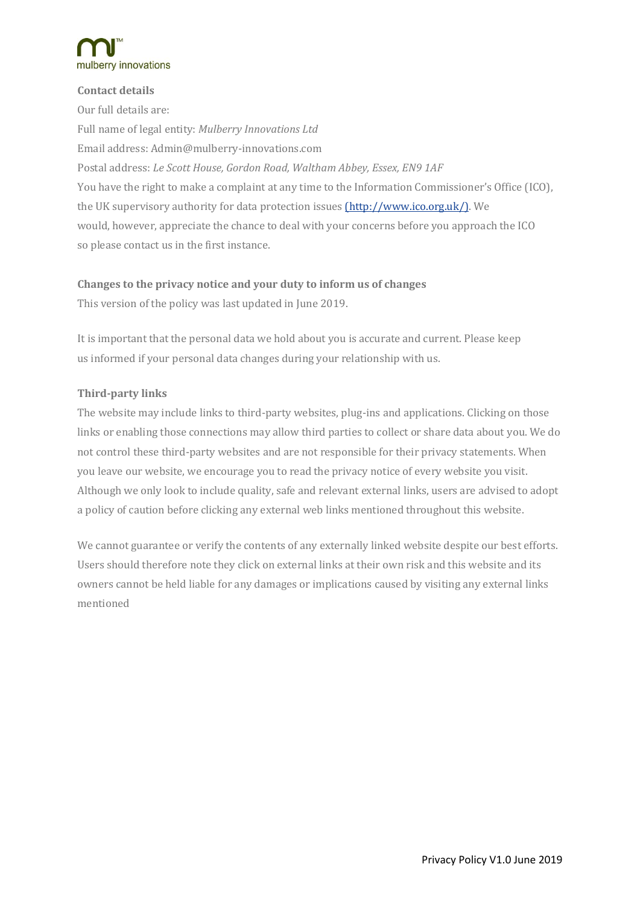**Contact details**

Our full details are:

Full name of legal entity: *Mulberry Innovations Ltd*

Email address: Admin@mulberry-innovations.com

Postal address: *Le Scott House, Gordon Road, Waltham Abbey, Essex, EN9 1AF*

You have the right to make a complaint at any time to the Information Commissioner's Office (ICO), the UK supervisory authority for data protection issues (http://www.ico.org.uk/). We would, however, appreciate the chance to deal with your concerns before you approach the ICO so please contact us in the first instance.

**Changes to the privacy notice and your duty to inform us of changes**

This version of the policy was last updated in June 2019.

It is important that the personal data we hold about you is accurate and current. Please keep us informed if your personal data changes during your relationship with us.

**Third-party links**

The website may include links to third-party websites, plug-ins and applications. Clicking on those links or enabling those connections may allow third parties to collect or share data about you. We do not control these third-party websites and are not responsible for their privacy statements. When you leave our website, we encourage you to read the privacy notice of every website you visit. Although we only look to include quality, safe and relevant external links, users are advised to adopt a policy of caution before clicking any external web links mentioned throughout this website.

We cannot guarantee or verify the contents of any externally linked website despite our best efforts. Users should therefore note they click on external links at their own risk and this website and its owners cannot be held liable for any damages or implications caused by visiting any external links mentioned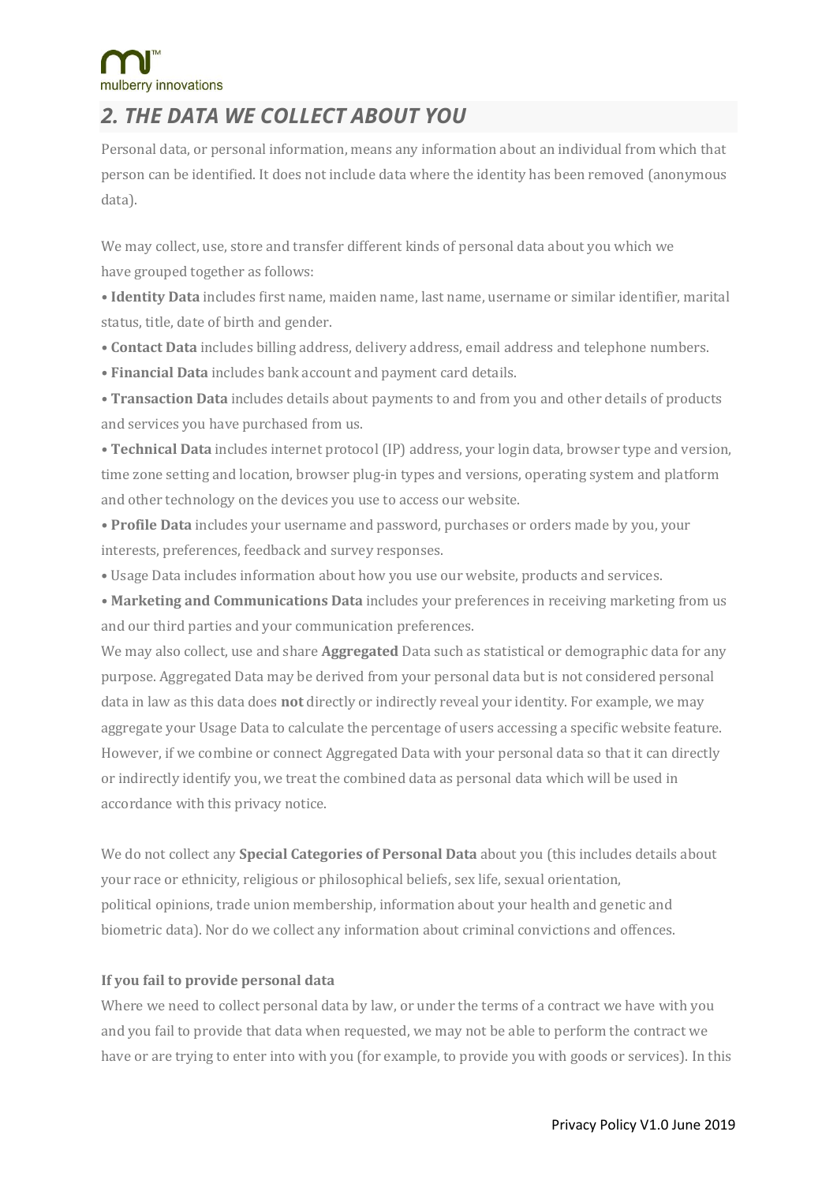## *2. THE DATA WE COLLECT ABOUT YOU*

Personal data, or personal information, means any information about an individual from which that person can be identified. It does not include data where the identity has been removed (anonymous data).

We may collect, use, store and transfer different kinds of personal data about you which we have grouped together as follows:

- **Identity Data** includes first name, maiden name, last name, username or similar identifier, marital status, title, date of birth and gender.
- **Contact Data** includes billing address, delivery address, email address and telephone numbers.
- **Financial Data** includes bank account and payment card details.
- **Transaction Data** includes details about payments to and from you and other details of products and services you have purchased from us.
- **Technical Data** includes internet protocol (IP) address, your login data, browser type and version, time zone setting and location, browser plug-in types and versions, operating system and platform and other technology on the devices you use to access our website.
- **Profile Data** includes your username and password, purchases or orders made by you, your interests, preferences, feedback and survey responses.
- Usage Data includes information about how you use our website, products and services.
- **Marketing and Communications Data** includes your preferences in receiving marketing from us and our third parties and your communication preferences.

We may also collect, use and share **Aggregated** Data such as statistical or demographic data for any purpose. Aggregated Data may be derived from your personal data but is not considered personal data in law as this data does **not** directly or indirectly reveal your identity. For example, we may aggregate your Usage Data to calculate the percentage of users accessing a specific website feature. However, if we combine or connect Aggregated Data with your personal data so that it can directly or indirectly identify you, we treat the combined data as personal data which will be used in accordance with this privacy notice.

We do not collect any **Special Categories of Personal Data** about you (this includes details about your race or ethnicity, religious or philosophical beliefs, sex life, sexual orientation, political opinions, trade union membership, information about your health and genetic and biometric data). Nor do we collect any information about criminal convictions and offences.

**If you fail to provide personal data**

Where we need to collect personal data by law, or under the terms of a contract we have with you and you fail to provide that data when requested, we may not be able to perform the contract we have or are trying to enter into with you (for example, to provide you with goods or services). In this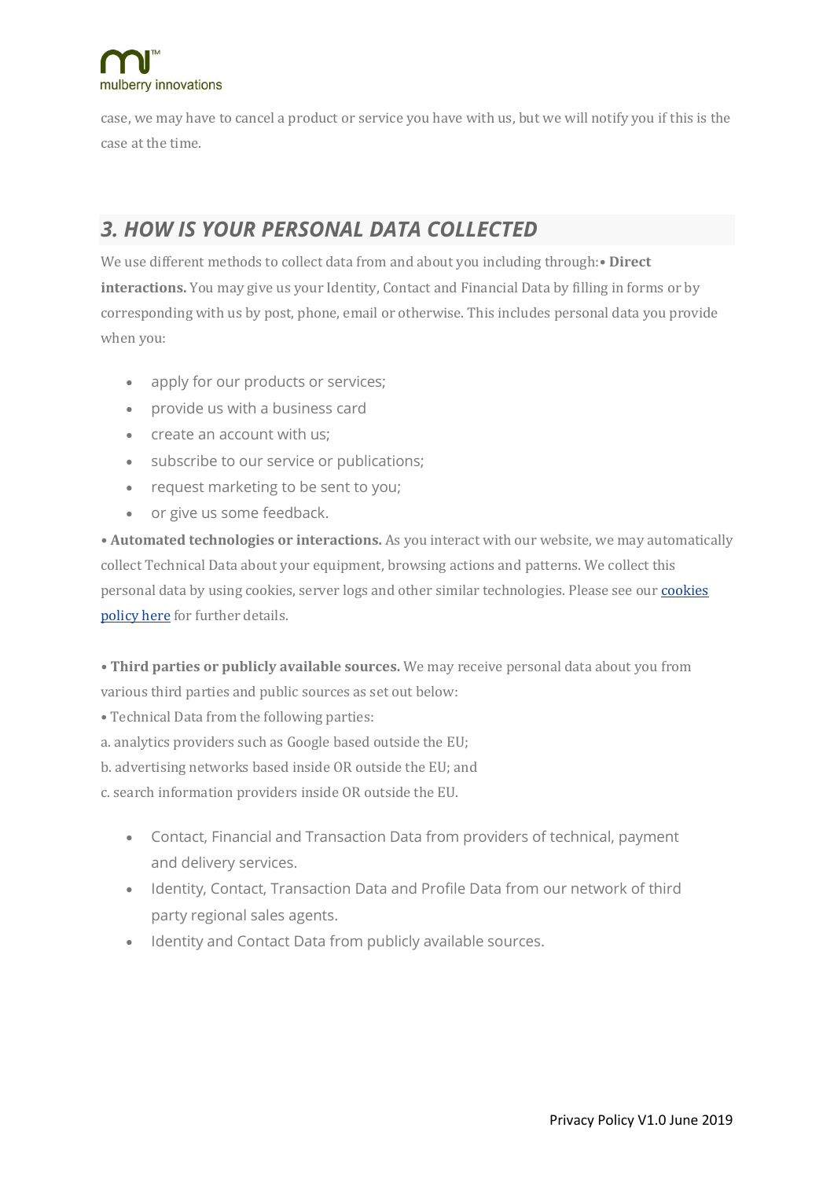case, we may have to cancel a product or service you have with us, but we will notify you if this is the case at the time.

## *3. HOW IS YOUR PERSONAL DATA COLLECTED*

We use different methods to collect data from and about you including through:• **Direct interactions.** You may give us your Identity, Contact and Financial Data by filling in forms or by corresponding with us by post, phone, email or otherwise. This includes personal data you provide when you:

- apply for our products or services;
- provide us with a business card
- create an account with us;
- subscribe to our service or publications;
- request marketing to be sent to you;
- or give us some feedback.

• **Automated technologies or interactions.** As you interact with our website, we may automatically collect Technical Data about your equipment, browsing actions and patterns. We collect this personal data by using cookies, server logs and other similar technologies. Please see our [cookies policy here]() for further details.

• **Third parties or publicly available sources.** We may receive personal data about you from various third parties and public sources as set out below:

• Technical Data from the following parties:

a. analytics providers such as Google based outside the EU;

b. advertising networks based inside OR outside the EU; and

c. search information providers inside OR outside the EU.

- Contact, Financial and Transaction Data from providers of technical, payment and delivery services.
- Identity, Contact, Transaction Data and Profile Data from our network of third party regional sales agents.
- Identity and Contact Data from publicly available sources.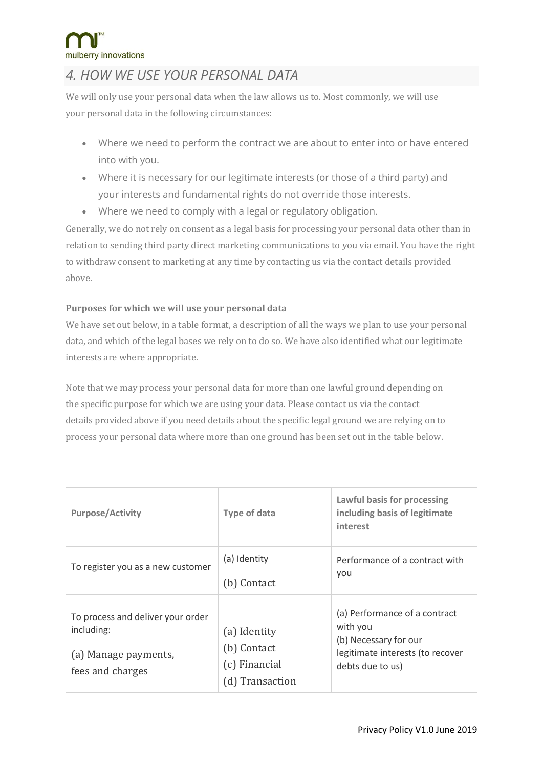## *4. HOW WE USE YOUR PERSONAL DATA*

We will only use your personal data when the law allows us to. Most commonly, we will use your personal data in the following circumstances:

- Where we need to perform the contract we are about to enter into or have entered into with you.
- Where it is necessary for our legitimate interests (or those of a third party) and your interests and fundamental rights do not override those interests.
- Where we need to comply with a legal or regulatory obligation.

Generally, we do not rely on consent as a legal basis for processing your personal data other than in relation to sending third party direct marketing communications to you via email. You have the right to withdraw consent to marketing at any time by contacting us via the contact details provided above.

**Purposes for which we will use your personal data**

We have set out below, in a table format, a description of all the ways we plan to use your personal data, and which of the legal bases we rely on to do so. We have also identified what our legitimate interests are where appropriate.

Note that we may process your personal data for more than one lawful ground depending on the specific purpose for which we are using your data. Please contact us via the contact details provided above if you need details about the specific legal ground we are relying on to process your personal data where more than one ground has been set out in the table below.

| Purpose/Activity | Type of data | Lawful basis for processing including basis of legitimate interest |
|---|---|---|
| To register you as a new customer | (a) Identity<br>(b) Contact | Performance of a contract with you |
| To process and deliver your order including:<br>(a) Manage payments, fees and charges | (a) Identity<br>(b) Contact<br>(c) Financial<br>(d) Transaction | (a) Performance of a contract with you<br>(b) Necessary for our legitimate interests (to recover debts due to us) |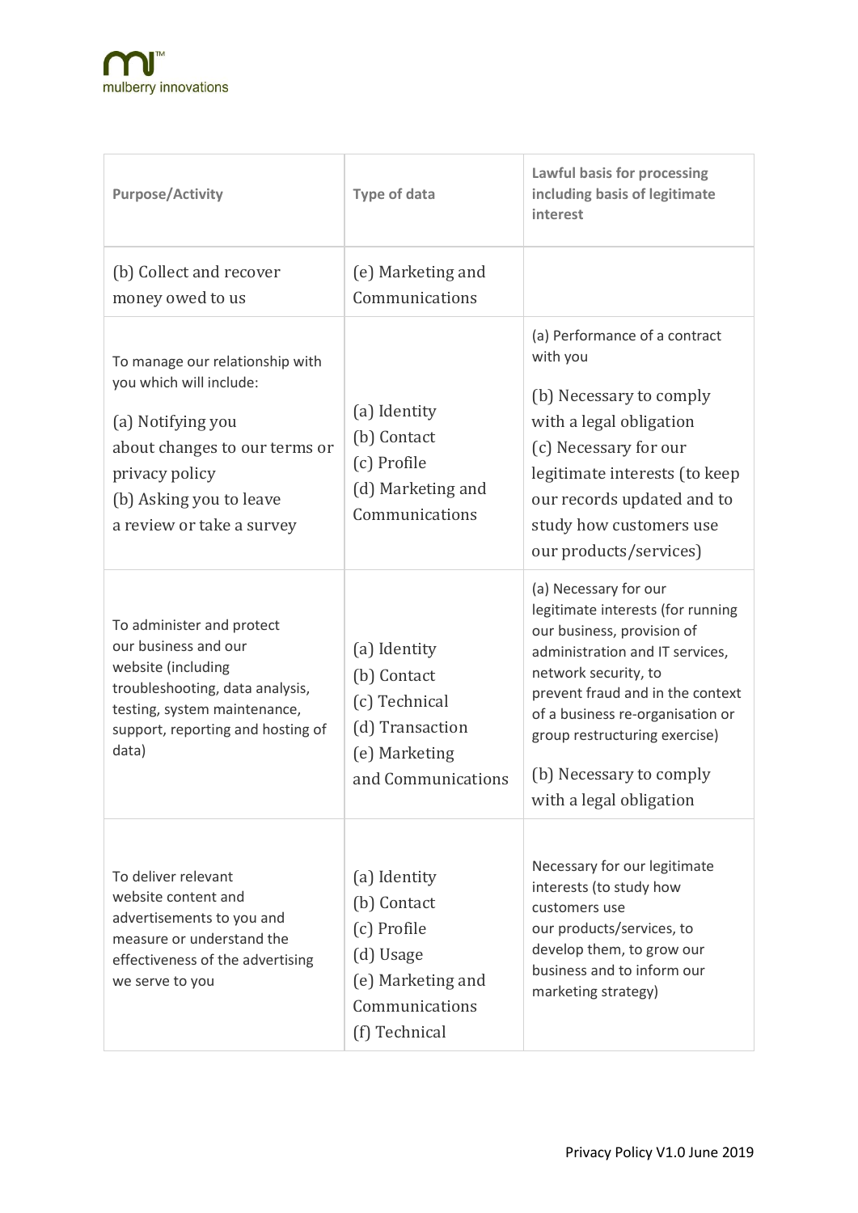| Purpose/Activity | Type of data | Lawful basis for processing including basis of legitimate interest |
|---|---|---|
| (b) Collect and recover money owed to us | (e) Marketing and Communications | |
| To manage our relationship with you which will include:<br>(a) Notifying you about changes to our terms or privacy policy<br>(b) Asking you to leave a review or take a survey | (a) Identity<br>(b) Contact<br>(c) Profile<br>(d) Marketing and Communications | (a) Performance of a contract with you<br>(b) Necessary to comply with a legal obligation<br>(c) Necessary for our legitimate interests (to keep our records updated and to study how customers use our products/services) |
| To administer and protect our business and our website (including troubleshooting, data analysis, testing, system maintenance, support, reporting and hosting of data) | (a) Identity<br>(b) Contact<br>(c) Technical<br>(d) Transaction<br>(e) Marketing and Communications | (a) Necessary for our legitimate interests (for running our business, provision of administration and IT services, network security, to prevent fraud and in the context of a business re-organisation or group restructuring exercise)<br>(b) Necessary to comply with a legal obligation |
| To deliver relevant website content and advertisements to you and measure or understand the effectiveness of the advertising we serve to you | (a) Identity<br>(b) Contact<br>(c) Profile<br>(d) Usage<br>(e) Marketing and Communications<br>(f) Technical | Necessary for our legitimate interests (to study how customers use our products/services, to develop them, to grow our business and to inform our marketing strategy) |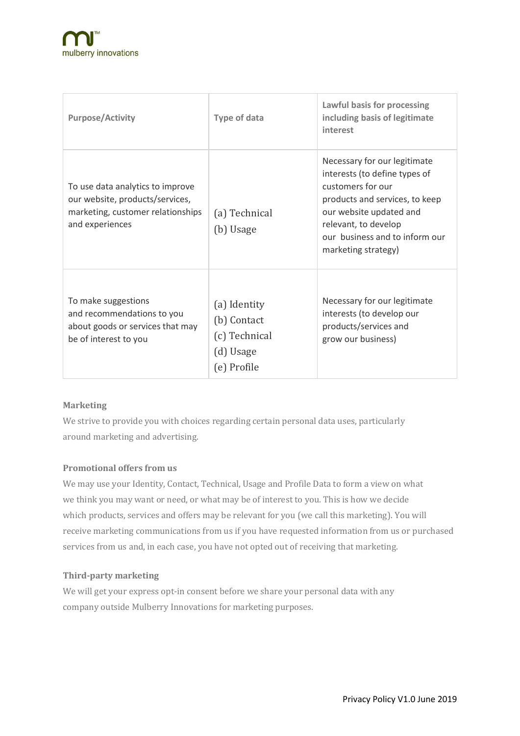| Purpose/Activity | Type of data | Lawful basis for processing including basis of legitimate interest |
|---|---|---|
| To use data analytics to improve our website, products/services, marketing, customer relationships and experiences | (a) Technical<br>(b) Usage | Necessary for our legitimate interests (to define types of customers for our products and services, to keep our website updated and relevant, to develop our business and to inform our marketing strategy) |
| To make suggestions and recommendations to you about goods or services that may be of interest to you | (a) Identity<br>(b) Contact<br>(c) Technical<br>(d) Usage<br>(e) Profile | Necessary for our legitimate interests (to develop our products/services and grow our business) |

**Marketing**

We strive to provide you with choices regarding certain personal data uses, particularly around marketing and advertising.

**Promotional offers from us**

We may use your Identity, Contact, Technical, Usage and Profile Data to form a view on what we think you may want or need, or what may be of interest to you. This is how we decide which products, services and offers may be relevant for you (we call this marketing). You will receive marketing communications from us if you have requested information from us or purchased services from us and, in each case, you have not opted out of receiving that marketing.

**Third-party marketing**

We will get your express opt-in consent before we share your personal data with any company outside Mulberry Innovations for marketing purposes.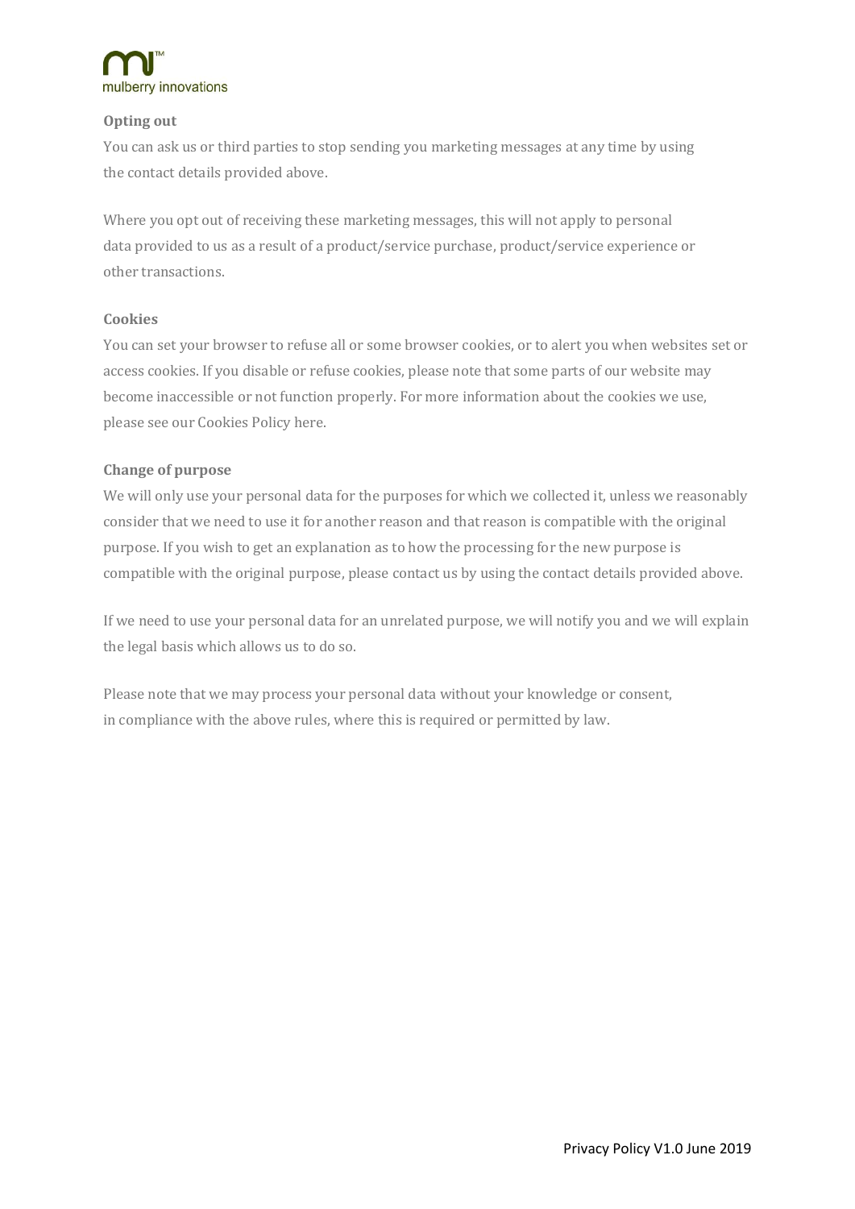**Opting out**

You can ask us or third parties to stop sending you marketing messages at any time by using the contact details provided above.

Where you opt out of receiving these marketing messages, this will not apply to personal data provided to us as a result of a product/service purchase, product/service experience or other transactions.

**Cookies**

You can set your browser to refuse all or some browser cookies, or to alert you when websites set or access cookies. If you disable or refuse cookies, please note that some parts of our website may become inaccessible or not function properly. For more information about the cookies we use, please see our Cookies Policy here.

**Change of purpose**

We will only use your personal data for the purposes for which we collected it, unless we reasonably consider that we need to use it for another reason and that reason is compatible with the original purpose. If you wish to get an explanation as to how the processing for the new purpose is compatible with the original purpose, please contact us by using the contact details provided above.

If we need to use your personal data for an unrelated purpose, we will notify you and we will explain the legal basis which allows us to do so.

Please note that we may process your personal data without your knowledge or consent, in compliance with the above rules, where this is required or permitted by law.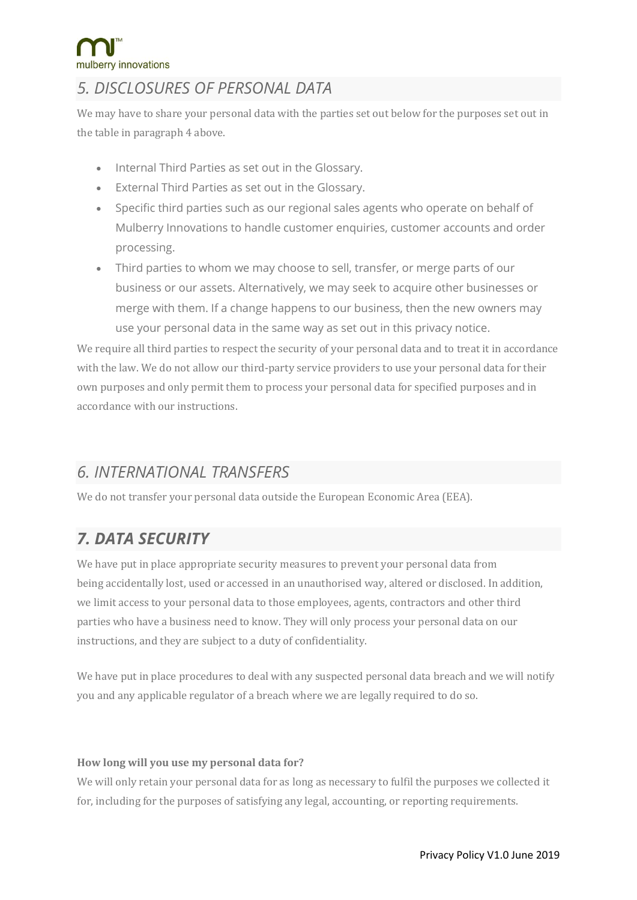## *5. DISCLOSURES OF PERSONAL DATA*

We may have to share your personal data with the parties set out below for the purposes set out in the table in paragraph 4 above.

- Internal Third Parties as set out in the Glossary.
- External Third Parties as set out in the Glossary.
- Specific third parties such as our regional sales agents who operate on behalf of Mulberry Innovations to handle customer enquiries, customer accounts and order processing.
- Third parties to whom we may choose to sell, transfer, or merge parts of our business or our assets. Alternatively, we may seek to acquire other businesses or merge with them. If a change happens to our business, then the new owners may use your personal data in the same way as set out in this privacy notice.

We require all third parties to respect the security of your personal data and to treat it in accordance with the law. We do not allow our third-party service providers to use your personal data for their own purposes and only permit them to process your personal data for specified purposes and in accordance with our instructions.

## *6. INTERNATIONAL TRANSFERS*

We do not transfer your personal data outside the European Economic Area (EEA).

## ***7. DATA SECURITY***

We have put in place appropriate security measures to prevent your personal data from being accidentally lost, used or accessed in an unauthorised way, altered or disclosed. In addition, we limit access to your personal data to those employees, agents, contractors and other third parties who have a business need to know. They will only process your personal data on our instructions, and they are subject to a duty of confidentiality.

We have put in place procedures to deal with any suspected personal data breach and we will notify you and any applicable regulator of a breach where we are legally required to do so.

**How long will you use my personal data for?**

We will only retain your personal data for as long as necessary to fulfil the purposes we collected it for, including for the purposes of satisfying any legal, accounting, or reporting requirements.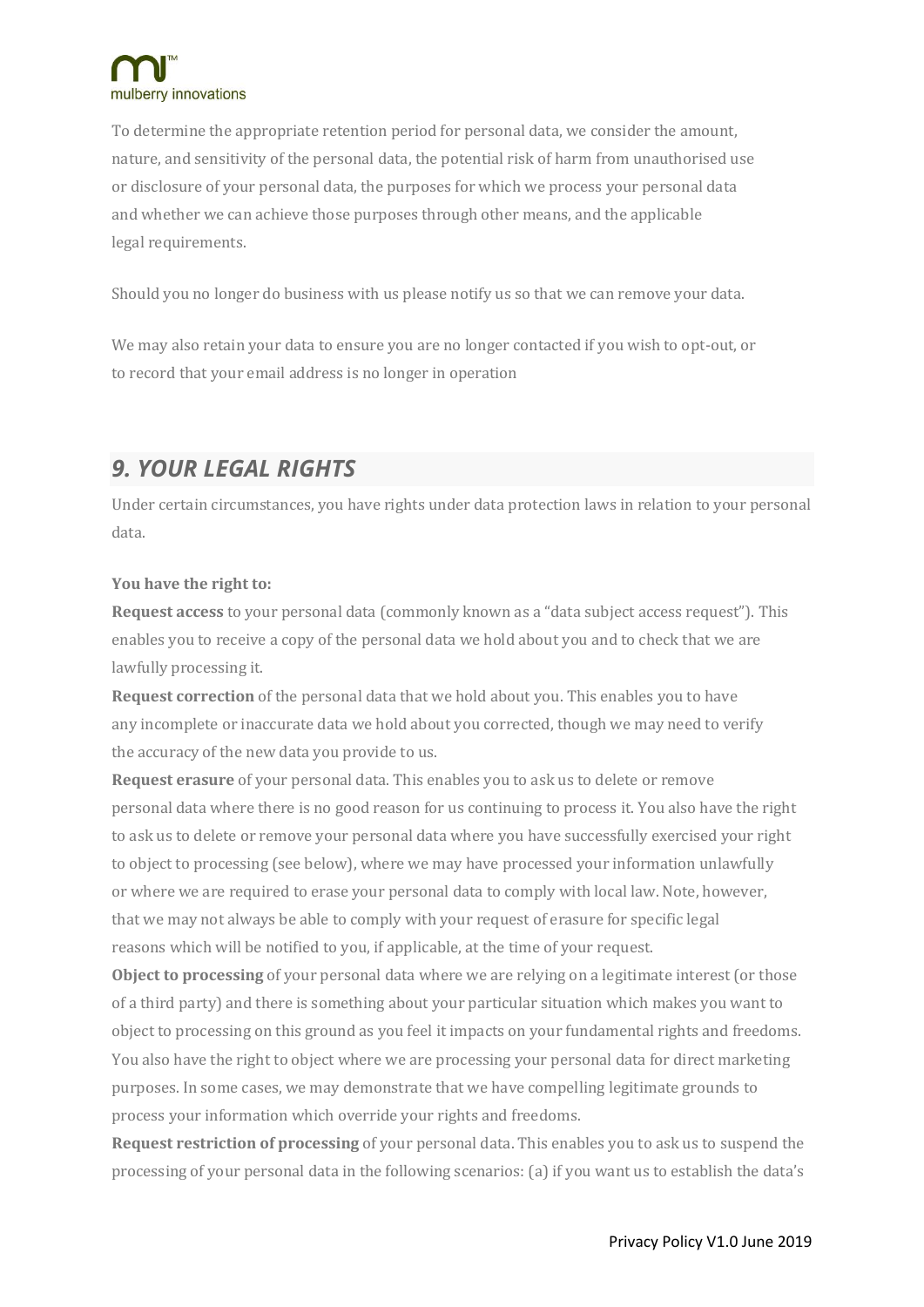To determine the appropriate retention period for personal data, we consider the amount, nature, and sensitivity of the personal data, the potential risk of harm from unauthorised use or disclosure of your personal data, the purposes for which we process your personal data and whether we can achieve those purposes through other means, and the applicable legal requirements.

Should you no longer do business with us please notify us so that we can remove your data.

We may also retain your data to ensure you are no longer contacted if you wish to opt-out, or to record that your email address is no longer in operation

## *9. YOUR LEGAL RIGHTS*

Under certain circumstances, you have rights under data protection laws in relation to your personal data.

**You have the right to:**

**Request access** to your personal data (commonly known as a "data subject access request"). This enables you to receive a copy of the personal data we hold about you and to check that we are lawfully processing it.

**Request correction** of the personal data that we hold about you. This enables you to have any incomplete or inaccurate data we hold about you corrected, though we may need to verify the accuracy of the new data you provide to us.

**Request erasure** of your personal data. This enables you to ask us to delete or remove personal data where there is no good reason for us continuing to process it. You also have the right to ask us to delete or remove your personal data where you have successfully exercised your right to object to processing (see below), where we may have processed your information unlawfully or where we are required to erase your personal data to comply with local law. Note, however, that we may not always be able to comply with your request of erasure for specific legal reasons which will be notified to you, if applicable, at the time of your request.

**Object to processing** of your personal data where we are relying on a legitimate interest (or those of a third party) and there is something about your particular situation which makes you want to object to processing on this ground as you feel it impacts on your fundamental rights and freedoms. You also have the right to object where we are processing your personal data for direct marketing purposes. In some cases, we may demonstrate that we have compelling legitimate grounds to process your information which override your rights and freedoms.

**Request restriction of processing** of your personal data. This enables you to ask us to suspend the processing of your personal data in the following scenarios: (a) if you want us to establish the data's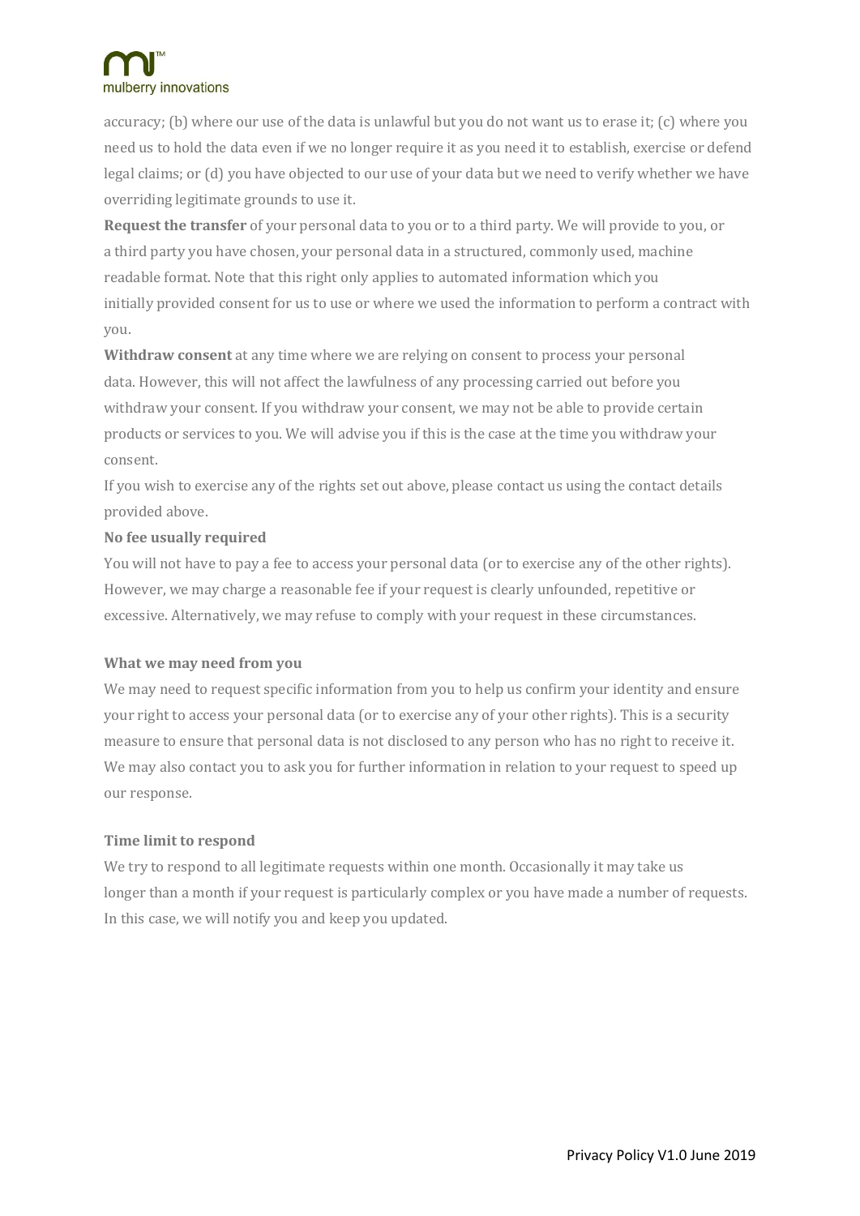accuracy; (b) where our use of the data is unlawful but you do not want us to erase it; (c) where you need us to hold the data even if we no longer require it as you need it to establish, exercise or defend legal claims; or (d) you have objected to our use of your data but we need to verify whether we have overriding legitimate grounds to use it.

**Request the transfer** of your personal data to you or to a third party. We will provide to you, or a third party you have chosen, your personal data in a structured, commonly used, machine readable format. Note that this right only applies to automated information which you initially provided consent for us to use or where we used the information to perform a contract with you.

**Withdraw consent** at any time where we are relying on consent to process your personal data. However, this will not affect the lawfulness of any processing carried out before you withdraw your consent. If you withdraw your consent, we may not be able to provide certain products or services to you. We will advise you if this is the case at the time you withdraw your consent.

If you wish to exercise any of the rights set out above, please contact us using the contact details provided above.

**No fee usually required**

You will not have to pay a fee to access your personal data (or to exercise any of the other rights). However, we may charge a reasonable fee if your request is clearly unfounded, repetitive or excessive. Alternatively, we may refuse to comply with your request in these circumstances.

**What we may need from you**

We may need to request specific information from you to help us confirm your identity and ensure your right to access your personal data (or to exercise any of your other rights). This is a security measure to ensure that personal data is not disclosed to any person who has no right to receive it. We may also contact you to ask you for further information in relation to your request to speed up our response.

**Time limit to respond**

We try to respond to all legitimate requests within one month. Occasionally it may take us longer than a month if your request is particularly complex or you have made a number of requests. In this case, we will notify you and keep you updated.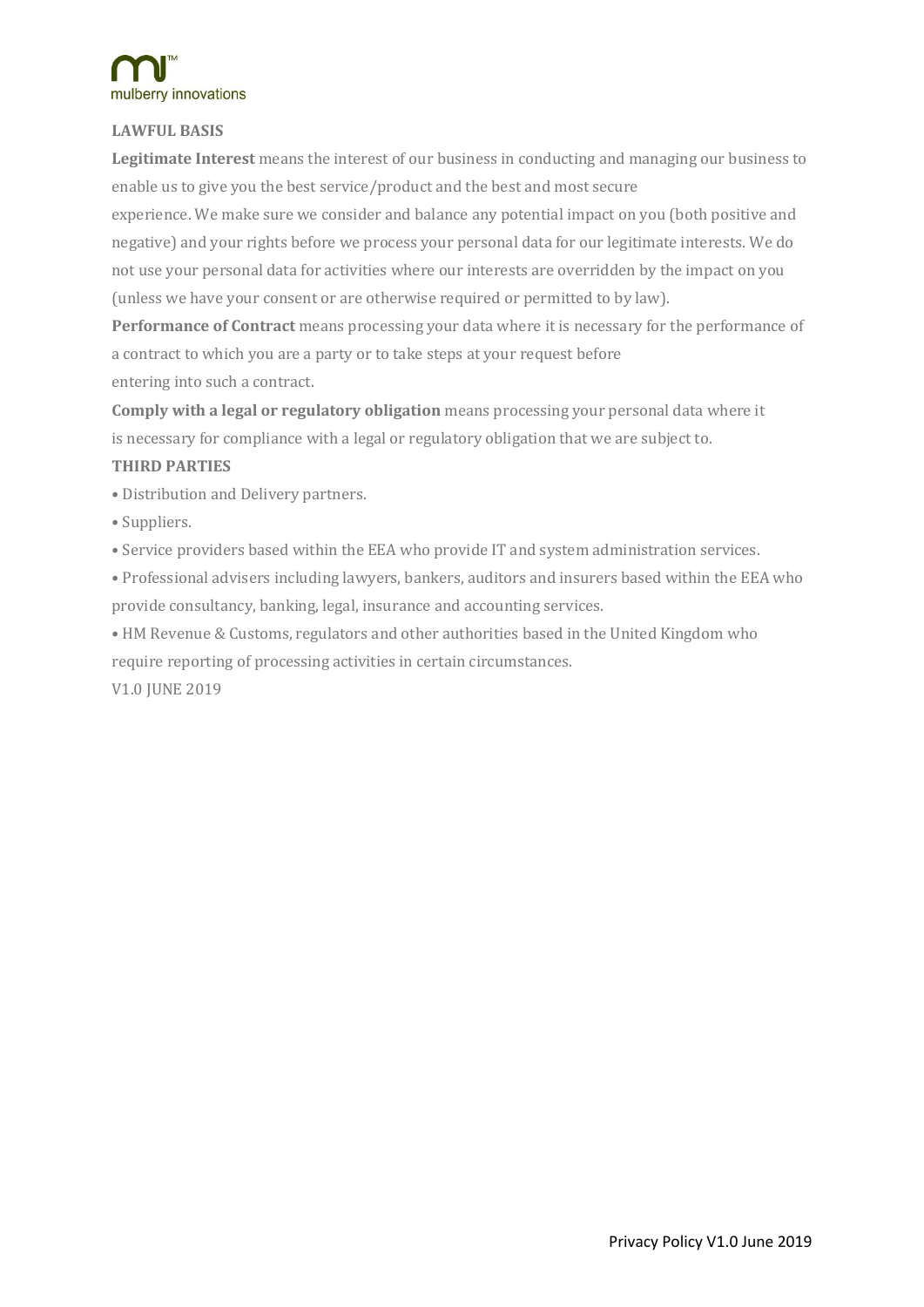**LAWFUL BASIS**

**Legitimate Interest** means the interest of our business in conducting and managing our business to enable us to give you the best service/product and the best and most secure experience. We make sure we consider and balance any potential impact on you (both positive and negative) and your rights before we process your personal data for our legitimate interests. We do not use your personal data for activities where our interests are overridden by the impact on you (unless we have your consent or are otherwise required or permitted to by law).

**Performance of Contract** means processing your data where it is necessary for the performance of a contract to which you are a party or to take steps at your request before entering into such a contract.

**Comply with a legal or regulatory obligation** means processing your personal data where it is necessary for compliance with a legal or regulatory obligation that we are subject to.

**THIRD PARTIES**

- Distribution and Delivery partners.
- Suppliers.
- Service providers based within the EEA who provide IT and system administration services.
- Professional advisers including lawyers, bankers, auditors and insurers based within the EEA who provide consultancy, banking, legal, insurance and accounting services.
- HM Revenue & Customs, regulators and other authorities based in the United Kingdom who require reporting of processing activities in certain circumstances.

V1.0 JUNE 2019